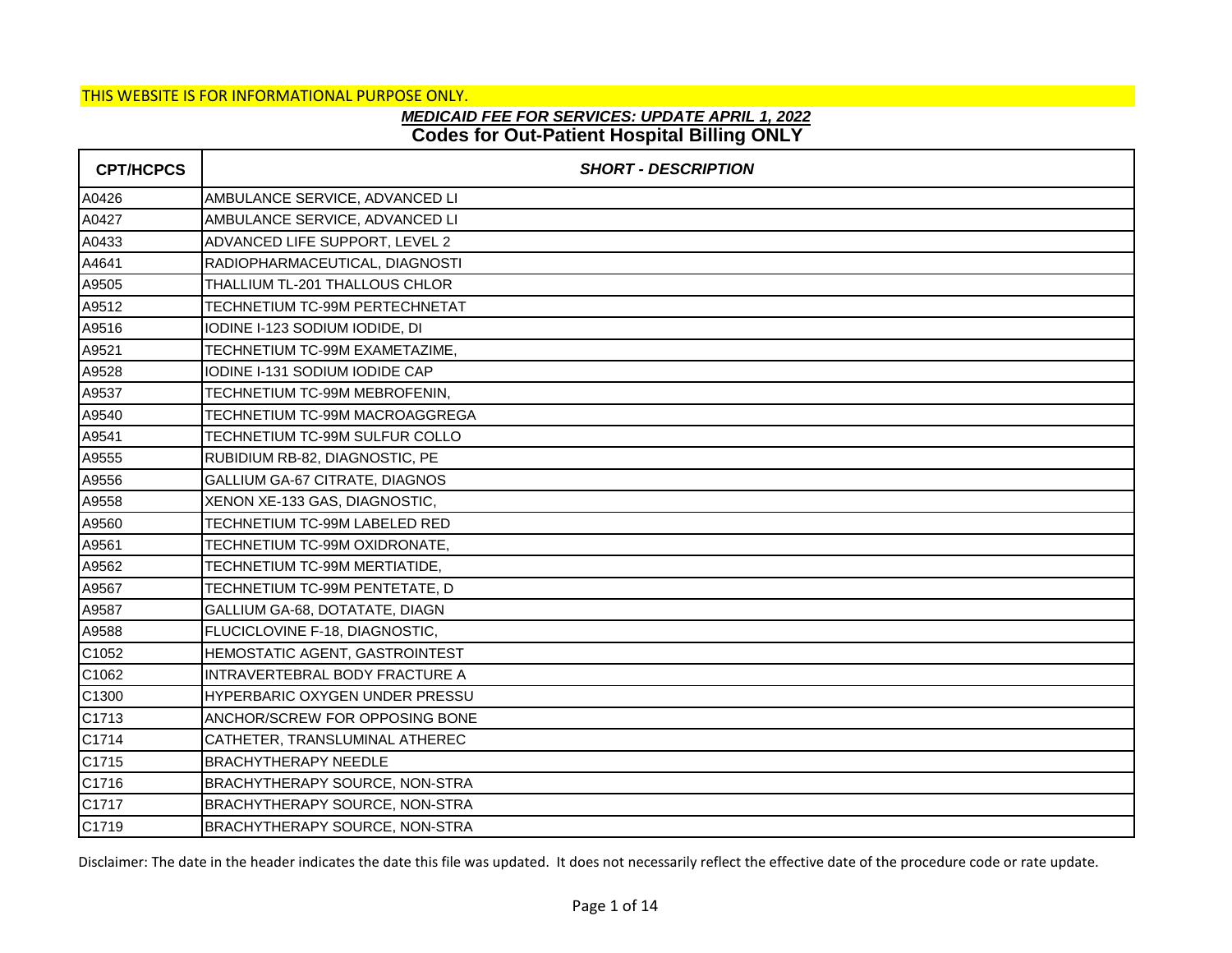THIS WEBSITE IS FOR INFORMATIONAL PURPOSE ONLY.

## *MEDICAID FEE FOR SERVICES: UPDATE APRIL 1, 2022*

## Codes for Out-Patient Hospital Billing ONLY

| CPT/HCPCS | *SHORT - DESCRIPTION* |
|---|---|
| A0426 | AMBULANCE SERVICE, ADVANCED LI |
| A0427 | AMBULANCE SERVICE, ADVANCED LI |
| A0433 | ADVANCED LIFE SUPPORT, LEVEL 2 |
| A4641 | RADIOPHARMACEUTICAL, DIAGNOSTI |
| A9505 | THALLIUM TL-201 THALLOUS CHLOR |
| A9512 | TECHNETIUM TC-99M PERTECHNETAT |
| A9516 | IODINE I-123 SODIUM IODIDE, DI |
| A9521 | TECHNETIUM TC-99M EXAMETAZIME, |
| A9528 | IODINE I-131 SODIUM IODIDE CAP |
| A9537 | TECHNETIUM TC-99M MEBROFENIN, |
| A9540 | TECHNETIUM TC-99M MACROAGGREGA |
| A9541 | TECHNETIUM TC-99M SULFUR COLLO |
| A9555 | RUBIDIUM RB-82, DIAGNOSTIC, PE |
| A9556 | GALLIUM GA-67 CITRATE, DIAGNOS |
| A9558 | XENON XE-133 GAS, DIAGNOSTIC, |
| A9560 | TECHNETIUM TC-99M LABELED RED |
| A9561 | TECHNETIUM TC-99M OXIDRONATE, |
| A9562 | TECHNETIUM TC-99M MERTIATIDE, |
| A9567 | TECHNETIUM TC-99M PENTETATE, D |
| A9587 | GALLIUM GA-68, DOTATATE, DIAGN |
| A9588 | FLUCICLOVINE F-18, DIAGNOSTIC, |
| C1052 | HEMOSTATIC AGENT, GASTROINTEST |
| C1062 | INTRAVERTEBRAL BODY FRACTURE A |
| C1300 | HYPERBARIC OXYGEN UNDER PRESSU |
| C1713 | ANCHOR/SCREW FOR OPPOSING BONE |
| C1714 | CATHETER, TRANSLUMINAL ATHEREC |
| C1715 | BRACHYTHERAPY NEEDLE |
| C1716 | BRACHYTHERAPY SOURCE, NON-STRA |
| C1717 | BRACHYTHERAPY SOURCE, NON-STRA |
| C1719 | BRACHYTHERAPY SOURCE, NON-STRA |

Disclaimer: The date in the header indicates the date this file was updated. It does not necessarily reflect the effective date of the procedure code or rate update.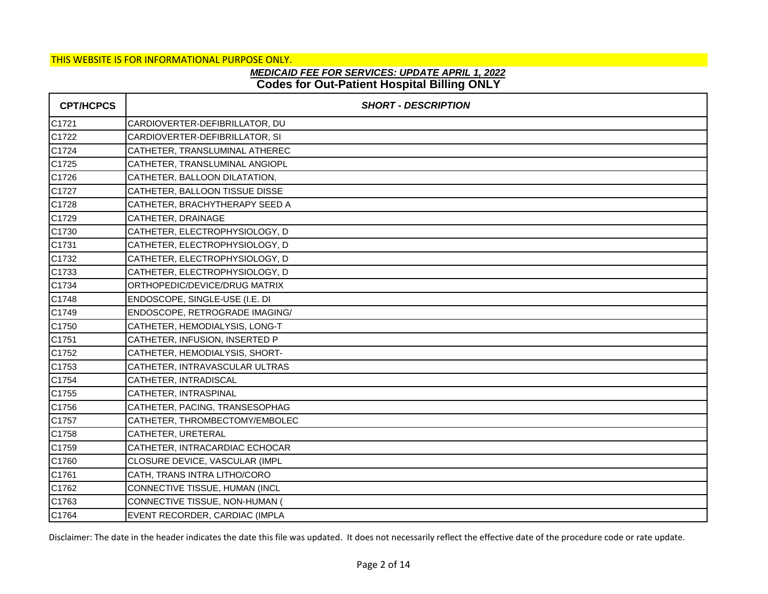THIS WEBSITE IS FOR INFORMATIONAL PURPOSE ONLY.

***MEDICAID FEE FOR SERVICES: UPDATE APRIL 1, 2022***

**Codes for Out-Patient Hospital Billing ONLY**

| CPT/HCPCS | *SHORT - DESCRIPTION* |
|---|---|
| C1721 | CARDIOVERTER-DEFIBRILLATOR, DU |
| C1722 | CARDIOVERTER-DEFIBRILLATOR, SI |
| C1724 | CATHETER, TRANSLUMINAL ATHEREC |
| C1725 | CATHETER, TRANSLUMINAL ANGIOPL |
| C1726 | CATHETER, BALLOON DILATATION, |
| C1727 | CATHETER, BALLOON TISSUE DISSE |
| C1728 | CATHETER, BRACHYTHERAPY SEED A |
| C1729 | CATHETER, DRAINAGE |
| C1730 | CATHETER, ELECTROPHYSIOLOGY, D |
| C1731 | CATHETER, ELECTROPHYSIOLOGY, D |
| C1732 | CATHETER, ELECTROPHYSIOLOGY, D |
| C1733 | CATHETER, ELECTROPHYSIOLOGY, D |
| C1734 | ORTHOPEDIC/DEVICE/DRUG MATRIX |
| C1748 | ENDOSCOPE, SINGLE-USE (I.E. DI |
| C1749 | ENDOSCOPE, RETROGRADE IMAGING/ |
| C1750 | CATHETER, HEMODIALYSIS, LONG-T |
| C1751 | CATHETER, INFUSION, INSERTED P |
| C1752 | CATHETER, HEMODIALYSIS, SHORT- |
| C1753 | CATHETER, INTRAVASCULAR ULTRAS |
| C1754 | CATHETER, INTRADISCAL |
| C1755 | CATHETER, INTRASPINAL |
| C1756 | CATHETER, PACING, TRANSESOPHAG |
| C1757 | CATHETER, THROMBECTOMY/EMBOLEC |
| C1758 | CATHETER, URETERAL |
| C1759 | CATHETER, INTRACARDIAC ECHOCAR |
| C1760 | CLOSURE DEVICE, VASCULAR (IMPL |
| C1761 | CATH, TRANS INTRA LITHO/CORO |
| C1762 | CONNECTIVE TISSUE, HUMAN (INCL |
| C1763 | CONNECTIVE TISSUE, NON-HUMAN ( |
| C1764 | EVENT RECORDER, CARDIAC (IMPLA |

Disclaimer: The date in the header indicates the date this file was updated. It does not necessarily reflect the effective date of the procedure code or rate update.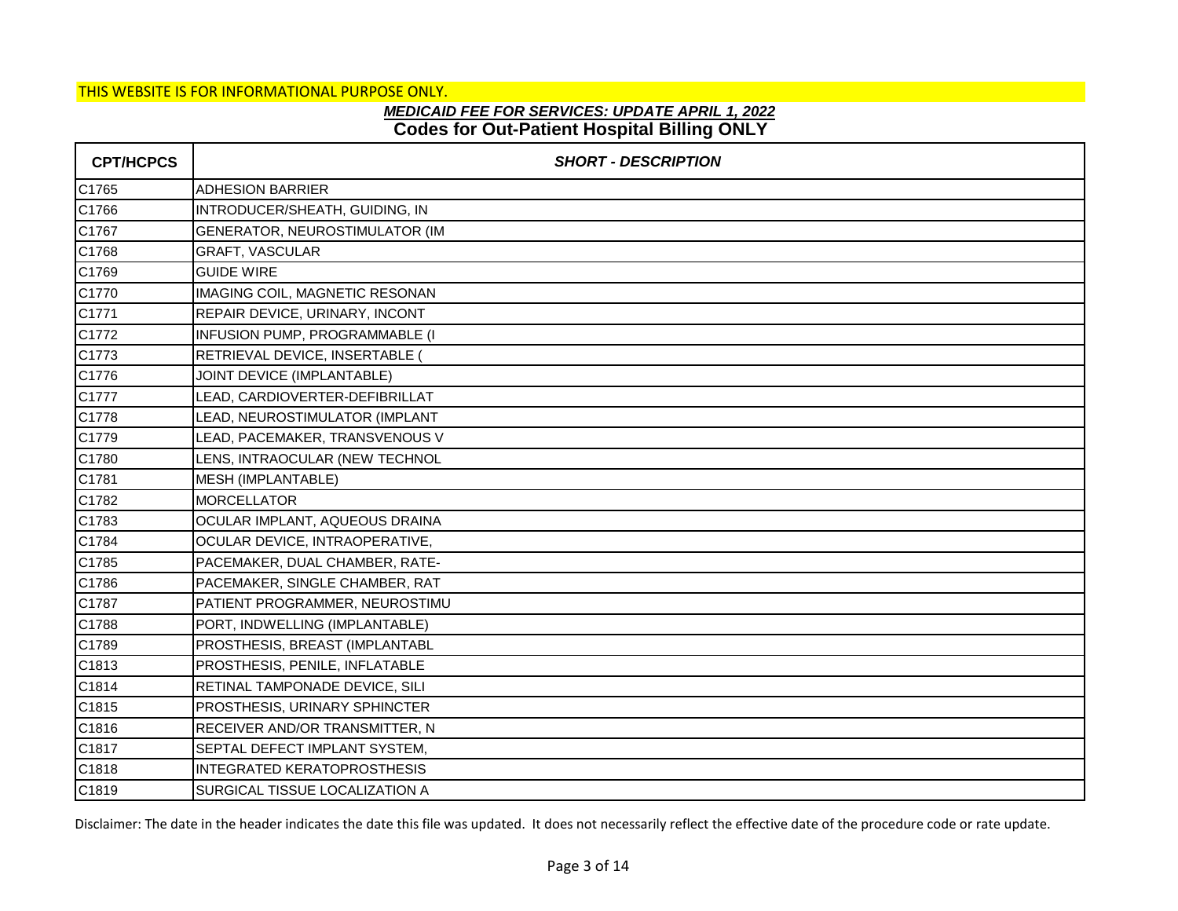THIS WEBSITE IS FOR INFORMATIONAL PURPOSE ONLY.

***MEDICAID FEE FOR SERVICES: UPDATE APRIL 1, 2022***

## Codes for Out-Patient Hospital Billing ONLY

| CPT/HCPCS | *SHORT - DESCRIPTION* |
|---|---|
| C1765 | ADHESION BARRIER |
| C1766 | INTRODUCER/SHEATH, GUIDING, IN |
| C1767 | GENERATOR, NEUROSTIMULATOR (IM |
| C1768 | GRAFT, VASCULAR |
| C1769 | GUIDE WIRE |
| C1770 | IMAGING COIL, MAGNETIC RESONAN |
| C1771 | REPAIR DEVICE, URINARY, INCONT |
| C1772 | INFUSION PUMP, PROGRAMMABLE (I |
| C1773 | RETRIEVAL DEVICE, INSERTABLE ( |
| C1776 | JOINT DEVICE (IMPLANTABLE) |
| C1777 | LEAD, CARDIOVERTER-DEFIBRILLAT |
| C1778 | LEAD, NEUROSTIMULATOR (IMPLANT |
| C1779 | LEAD, PACEMAKER, TRANSVENOUS V |
| C1780 | LENS, INTRAOCULAR (NEW TECHNOL |
| C1781 | MESH (IMPLANTABLE) |
| C1782 | MORCELLATOR |
| C1783 | OCULAR IMPLANT, AQUEOUS DRAINA |
| C1784 | OCULAR DEVICE, INTRAOPERATIVE, |
| C1785 | PACEMAKER, DUAL CHAMBER, RATE- |
| C1786 | PACEMAKER, SINGLE CHAMBER, RAT |
| C1787 | PATIENT PROGRAMMER, NEUROSTIMU |
| C1788 | PORT, INDWELLING (IMPLANTABLE) |
| C1789 | PROSTHESIS, BREAST (IMPLANTABL |
| C1813 | PROSTHESIS, PENILE, INFLATABLE |
| C1814 | RETINAL TAMPONADE DEVICE, SILI |
| C1815 | PROSTHESIS, URINARY SPHINCTER |
| C1816 | RECEIVER AND/OR TRANSMITTER, N |
| C1817 | SEPTAL DEFECT IMPLANT SYSTEM, |
| C1818 | INTEGRATED KERATOPROSTHESIS |
| C1819 | SURGICAL TISSUE LOCALIZATION A |

Disclaimer: The date in the header indicates the date this file was updated. It does not necessarily reflect the effective date of the procedure code or rate update.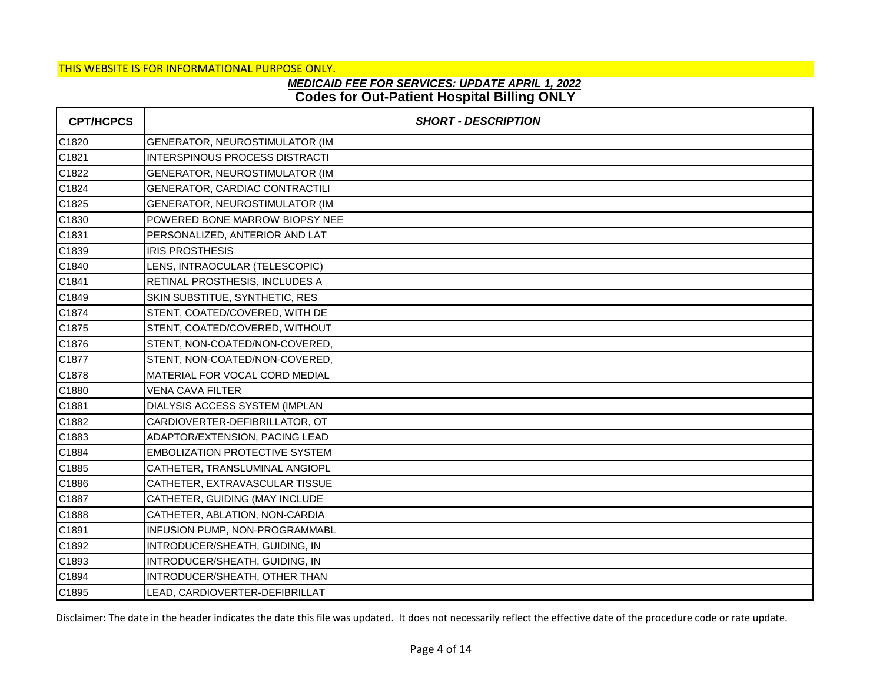THIS WEBSITE IS FOR INFORMATIONAL PURPOSE ONLY.

***MEDICAID FEE FOR SERVICES: UPDATE APRIL 1, 2022***

**Codes for Out-Patient Hospital Billing ONLY**

| CPT/HCPCS | *SHORT - DESCRIPTION* |
|---|---|
| C1820 | GENERATOR, NEUROSTIMULATOR (IM |
| C1821 | INTERSPINOUS PROCESS DISTRACTI |
| C1822 | GENERATOR, NEUROSTIMULATOR (IM |
| C1824 | GENERATOR, CARDIAC CONTRACTILI |
| C1825 | GENERATOR, NEUROSTIMULATOR (IM |
| C1830 | POWERED BONE MARROW BIOPSY NEE |
| C1831 | PERSONALIZED, ANTERIOR AND LAT |
| C1839 | IRIS PROSTHESIS |
| C1840 | LENS, INTRAOCULAR (TELESCOPIC) |
| C1841 | RETINAL PROSTHESIS, INCLUDES A |
| C1849 | SKIN SUBSTITUE, SYNTHETIC, RES |
| C1874 | STENT, COATED/COVERED, WITH DE |
| C1875 | STENT, COATED/COVERED, WITHOUT |
| C1876 | STENT, NON-COATED/NON-COVERED, |
| C1877 | STENT, NON-COATED/NON-COVERED, |
| C1878 | MATERIAL FOR VOCAL CORD MEDIAL |
| C1880 | VENA CAVA FILTER |
| C1881 | DIALYSIS ACCESS SYSTEM (IMPLAN |
| C1882 | CARDIOVERTER-DEFIBRILLATOR, OT |
| C1883 | ADAPTOR/EXTENSION, PACING LEAD |
| C1884 | EMBOLIZATION PROTECTIVE SYSTEM |
| C1885 | CATHETER, TRANSLUMINAL ANGIOPL |
| C1886 | CATHETER, EXTRAVASCULAR TISSUE |
| C1887 | CATHETER, GUIDING (MAY INCLUDE |
| C1888 | CATHETER, ABLATION, NON-CARDIA |
| C1891 | INFUSION PUMP, NON-PROGRAMMABL |
| C1892 | INTRODUCER/SHEATH, GUIDING, IN |
| C1893 | INTRODUCER/SHEATH, GUIDING, IN |
| C1894 | INTRODUCER/SHEATH, OTHER THAN |
| C1895 | LEAD, CARDIOVERTER-DEFIBRILLAT |

Disclaimer: The date in the header indicates the date this file was updated. It does not necessarily reflect the effective date of the procedure code or rate update.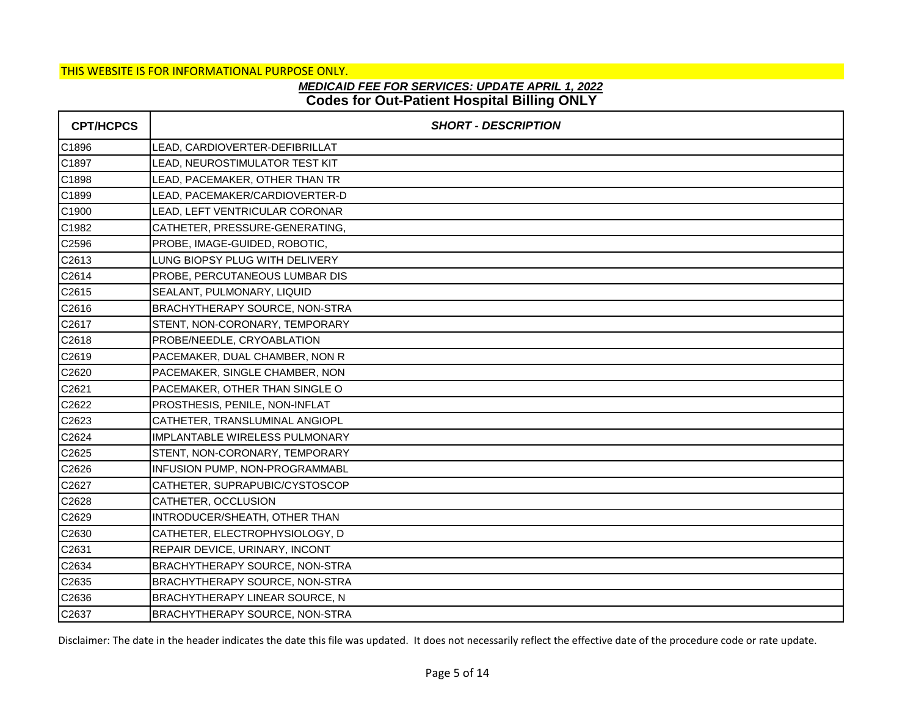THIS WEBSITE IS FOR INFORMATIONAL PURPOSE ONLY.

***MEDICAID FEE FOR SERVICES: UPDATE APRIL 1, 2022***

**Codes for Out-Patient Hospital Billing ONLY**

| CPT/HCPCS | *SHORT - DESCRIPTION* |
|---|---|
| C1896 | LEAD, CARDIOVERTER-DEFIBRILLAT |
| C1897 | LEAD, NEUROSTIMULATOR TEST KIT |
| C1898 | LEAD, PACEMAKER, OTHER THAN TR |
| C1899 | LEAD, PACEMAKER/CARDIOVERTER-D |
| C1900 | LEAD, LEFT VENTRICULAR CORONAR |
| C1982 | CATHETER, PRESSURE-GENERATING, |
| C2596 | PROBE, IMAGE-GUIDED, ROBOTIC, |
| C2613 | LUNG BIOPSY PLUG WITH DELIVERY |
| C2614 | PROBE, PERCUTANEOUS LUMBAR DIS |
| C2615 | SEALANT, PULMONARY, LIQUID |
| C2616 | BRACHYTHERAPY SOURCE, NON-STRA |
| C2617 | STENT, NON-CORONARY, TEMPORARY |
| C2618 | PROBE/NEEDLE, CRYOABLATION |
| C2619 | PACEMAKER, DUAL CHAMBER, NON R |
| C2620 | PACEMAKER, SINGLE CHAMBER, NON |
| C2621 | PACEMAKER, OTHER THAN SINGLE O |
| C2622 | PROSTHESIS, PENILE, NON-INFLAT |
| C2623 | CATHETER, TRANSLUMINAL ANGIOPL |
| C2624 | IMPLANTABLE WIRELESS PULMONARY |
| C2625 | STENT, NON-CORONARY, TEMPORARY |
| C2626 | INFUSION PUMP, NON-PROGRAMMABL |
| C2627 | CATHETER, SUPRAPUBIC/CYSTOSCOP |
| C2628 | CATHETER, OCCLUSION |
| C2629 | INTRODUCER/SHEATH, OTHER THAN |
| C2630 | CATHETER, ELECTROPHYSIOLOGY, D |
| C2631 | REPAIR DEVICE, URINARY, INCONT |
| C2634 | BRACHYTHERAPY SOURCE, NON-STRA |
| C2635 | BRACHYTHERAPY SOURCE, NON-STRA |
| C2636 | BRACHYTHERAPY LINEAR SOURCE, N |
| C2637 | BRACHYTHERAPY SOURCE, NON-STRA |

Disclaimer: The date in the header indicates the date this file was updated. It does not necessarily reflect the effective date of the procedure code or rate update.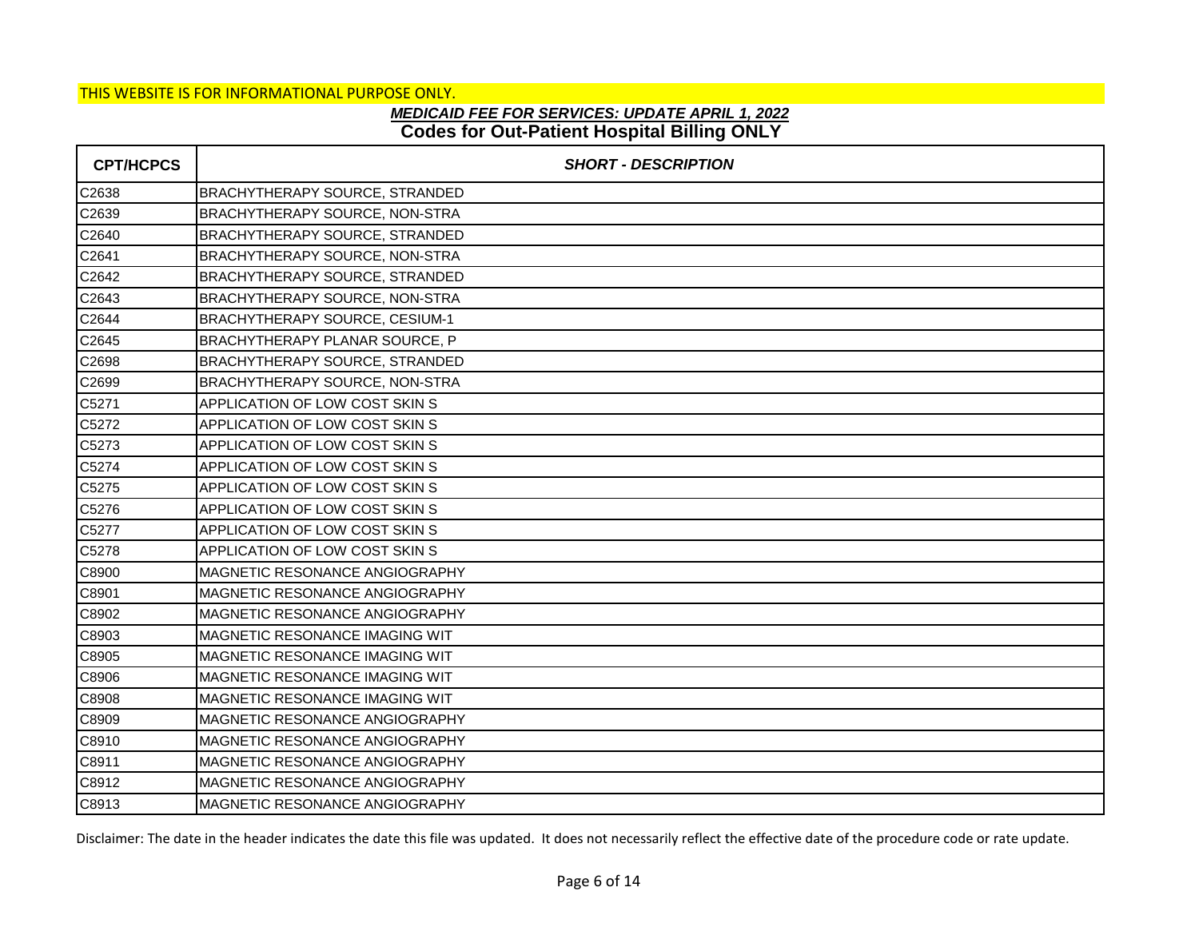THIS WEBSITE IS FOR INFORMATIONAL PURPOSE ONLY.

***MEDICAID FEE FOR SERVICES: UPDATE APRIL 1, 2022***

**Codes for Out-Patient Hospital Billing ONLY**

| CPT/HCPCS | *SHORT - DESCRIPTION* |
|---|---|
| C2638 | BRACHYTHERAPY SOURCE, STRANDED |
| C2639 | BRACHYTHERAPY SOURCE, NON-STRA |
| C2640 | BRACHYTHERAPY SOURCE, STRANDED |
| C2641 | BRACHYTHERAPY SOURCE, NON-STRA |
| C2642 | BRACHYTHERAPY SOURCE, STRANDED |
| C2643 | BRACHYTHERAPY SOURCE, NON-STRA |
| C2644 | BRACHYTHERAPY SOURCE, CESIUM-1 |
| C2645 | BRACHYTHERAPY PLANAR SOURCE, P |
| C2698 | BRACHYTHERAPY SOURCE, STRANDED |
| C2699 | BRACHYTHERAPY SOURCE, NON-STRA |
| C5271 | APPLICATION OF LOW COST SKIN S |
| C5272 | APPLICATION OF LOW COST SKIN S |
| C5273 | APPLICATION OF LOW COST SKIN S |
| C5274 | APPLICATION OF LOW COST SKIN S |
| C5275 | APPLICATION OF LOW COST SKIN S |
| C5276 | APPLICATION OF LOW COST SKIN S |
| C5277 | APPLICATION OF LOW COST SKIN S |
| C5278 | APPLICATION OF LOW COST SKIN S |
| C8900 | MAGNETIC RESONANCE ANGIOGRAPHY |
| C8901 | MAGNETIC RESONANCE ANGIOGRAPHY |
| C8902 | MAGNETIC RESONANCE ANGIOGRAPHY |
| C8903 | MAGNETIC RESONANCE IMAGING WIT |
| C8905 | MAGNETIC RESONANCE IMAGING WIT |
| C8906 | MAGNETIC RESONANCE IMAGING WIT |
| C8908 | MAGNETIC RESONANCE IMAGING WIT |
| C8909 | MAGNETIC RESONANCE ANGIOGRAPHY |
| C8910 | MAGNETIC RESONANCE ANGIOGRAPHY |
| C8911 | MAGNETIC RESONANCE ANGIOGRAPHY |
| C8912 | MAGNETIC RESONANCE ANGIOGRAPHY |
| C8913 | MAGNETIC RESONANCE ANGIOGRAPHY |

Disclaimer: The date in the header indicates the date this file was updated. It does not necessarily reflect the effective date of the procedure code or rate update.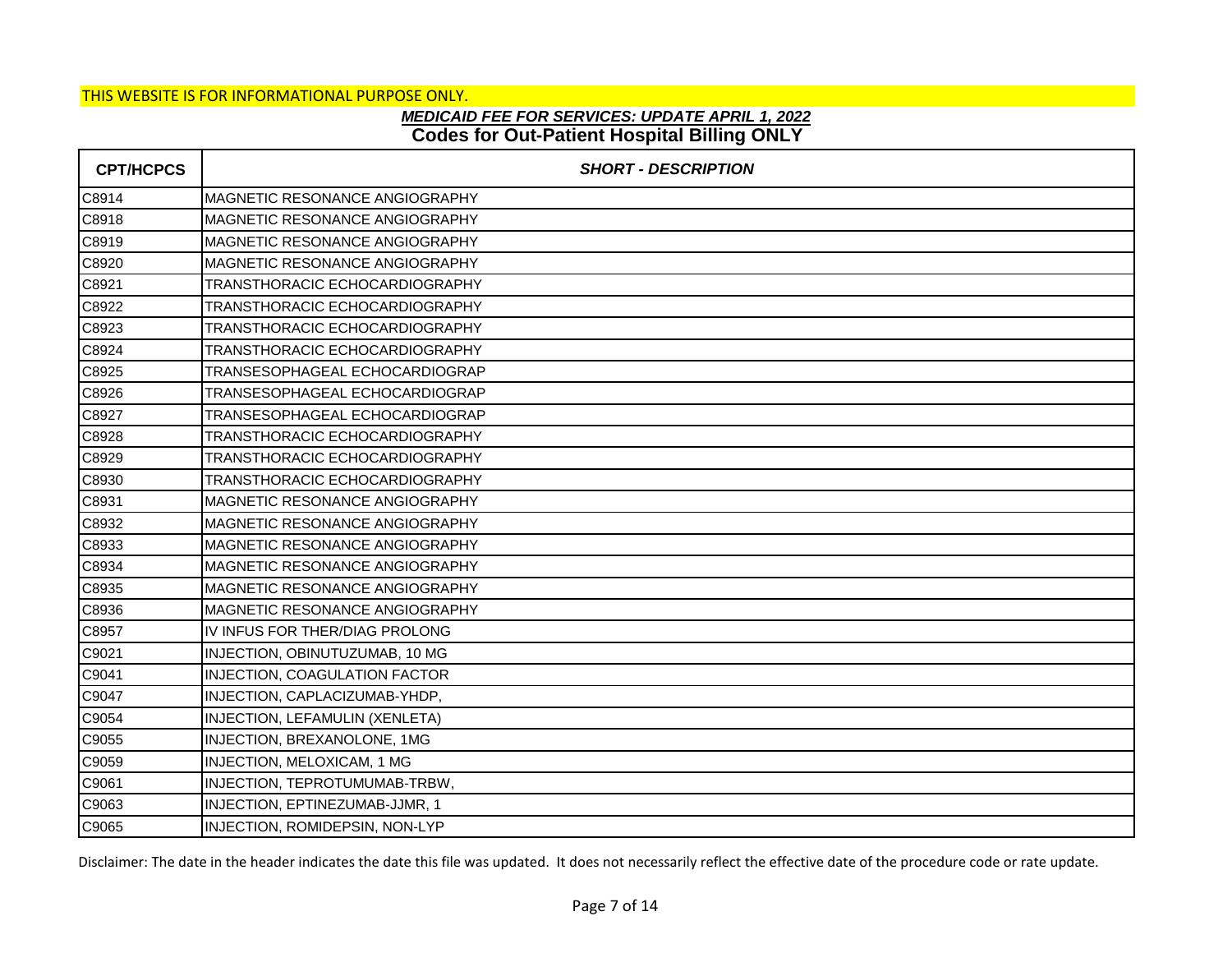THIS WEBSITE IS FOR INFORMATIONAL PURPOSE ONLY.

***MEDICAID FEE FOR SERVICES: UPDATE APRIL 1, 2022***

**Codes for Out-Patient Hospital Billing ONLY**

| CPT/HCPCS | *SHORT - DESCRIPTION* |
|---|---|
| C8914 | MAGNETIC RESONANCE ANGIOGRAPHY |
| C8918 | MAGNETIC RESONANCE ANGIOGRAPHY |
| C8919 | MAGNETIC RESONANCE ANGIOGRAPHY |
| C8920 | MAGNETIC RESONANCE ANGIOGRAPHY |
| C8921 | TRANSTHORACIC ECHOCARDIOGRAPHY |
| C8922 | TRANSTHORACIC ECHOCARDIOGRAPHY |
| C8923 | TRANSTHORACIC ECHOCARDIOGRAPHY |
| C8924 | TRANSTHORACIC ECHOCARDIOGRAPHY |
| C8925 | TRANSESOPHAGEAL ECHOCARDIOGRAP |
| C8926 | TRANSESOPHAGEAL ECHOCARDIOGRAP |
| C8927 | TRANSESOPHAGEAL ECHOCARDIOGRAP |
| C8928 | TRANSTHORACIC ECHOCARDIOGRAPHY |
| C8929 | TRANSTHORACIC ECHOCARDIOGRAPHY |
| C8930 | TRANSTHORACIC ECHOCARDIOGRAPHY |
| C8931 | MAGNETIC RESONANCE ANGIOGRAPHY |
| C8932 | MAGNETIC RESONANCE ANGIOGRAPHY |
| C8933 | MAGNETIC RESONANCE ANGIOGRAPHY |
| C8934 | MAGNETIC RESONANCE ANGIOGRAPHY |
| C8935 | MAGNETIC RESONANCE ANGIOGRAPHY |
| C8936 | MAGNETIC RESONANCE ANGIOGRAPHY |
| C8957 | IV INFUS FOR THER/DIAG PROLONG |
| C9021 | INJECTION, OBINUTUZUMAB, 10 MG |
| C9041 | INJECTION, COAGULATION FACTOR |
| C9047 | INJECTION, CAPLACIZUMAB-YHDP, |
| C9054 | INJECTION, LEFAMULIN (XENLETA) |
| C9055 | INJECTION, BREXANOLONE, 1MG |
| C9059 | INJECTION, MELOXICAM, 1 MG |
| C9061 | INJECTION, TEPROTUMUMAB-TRBW, |
| C9063 | INJECTION, EPTINEZUMAB-JJMR, 1 |
| C9065 | INJECTION, ROMIDEPSIN, NON-LYP |

Disclaimer: The date in the header indicates the date this file was updated. It does not necessarily reflect the effective date of the procedure code or rate update.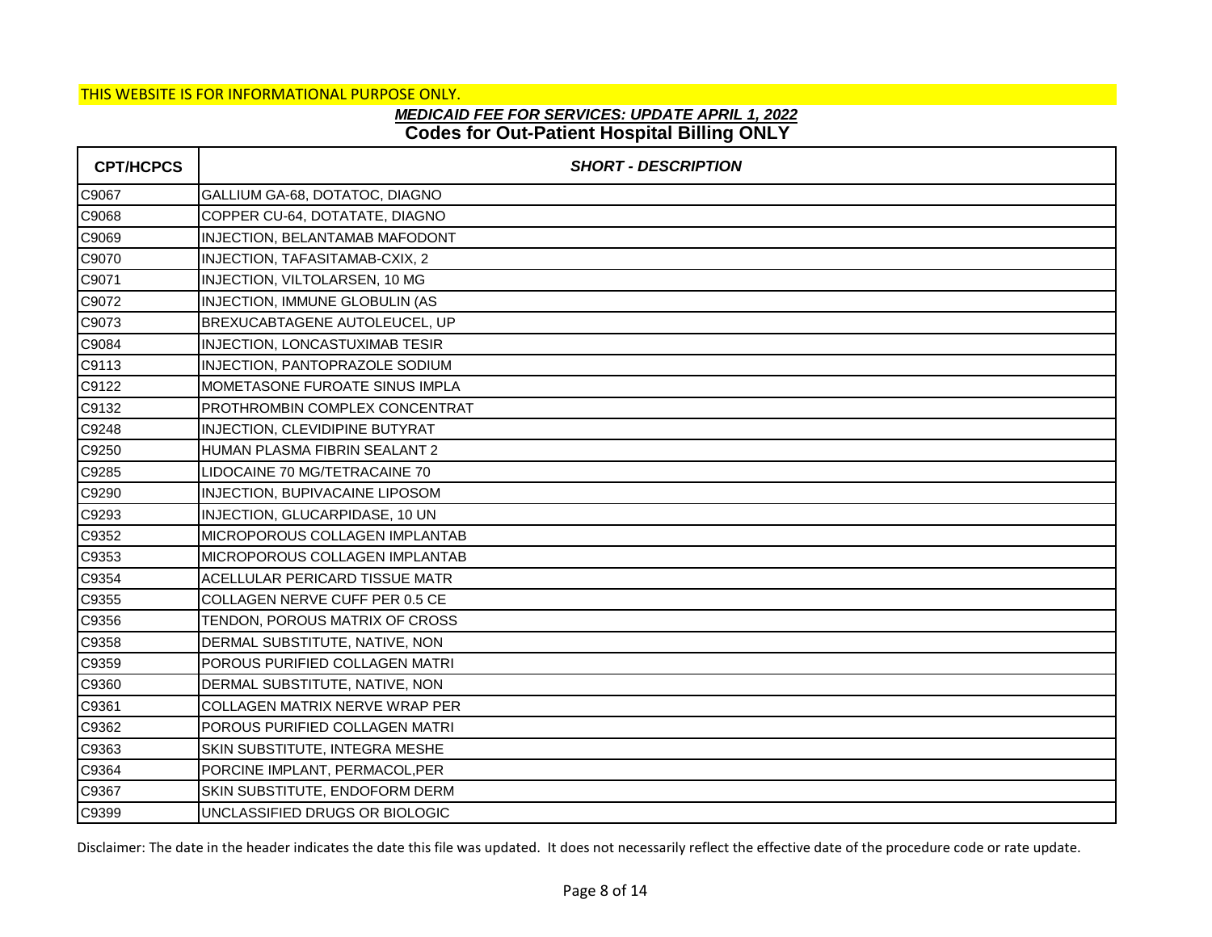THIS WEBSITE IS FOR INFORMATIONAL PURPOSE ONLY.

## *MEDICAID FEE FOR SERVICES: UPDATE APRIL 1, 2022*

## Codes for Out-Patient Hospital Billing ONLY

| CPT/HCPCS | *SHORT - DESCRIPTION* |
|---|---|
| C9067 | GALLIUM GA-68, DOTATOC, DIAGNO |
| C9068 | COPPER CU-64, DOTATATE, DIAGNO |
| C9069 | INJECTION, BELANTAMAB MAFODONT |
| C9070 | INJECTION, TAFASITAMAB-CXIX, 2 |
| C9071 | INJECTION, VILTOLARSEN, 10 MG |
| C9072 | INJECTION, IMMUNE GLOBULIN (AS |
| C9073 | BREXUCABTAGENE AUTOLEUCEL, UP |
| C9084 | INJECTION, LONCASTUXIMAB TESIR |
| C9113 | INJECTION, PANTOPRAZOLE SODIUM |
| C9122 | MOMETASONE FUROATE SINUS IMPLA |
| C9132 | PROTHROMBIN COMPLEX CONCENTRAT |
| C9248 | INJECTION, CLEVIDIPINE BUTYRAT |
| C9250 | HUMAN PLASMA FIBRIN SEALANT 2 |
| C9285 | LIDOCAINE 70 MG/TETRACAINE 70 |
| C9290 | INJECTION, BUPIVACAINE LIPOSOM |
| C9293 | INJECTION, GLUCARPIDASE, 10 UN |
| C9352 | MICROPOROUS COLLAGEN IMPLANTAB |
| C9353 | MICROPOROUS COLLAGEN IMPLANTAB |
| C9354 | ACELLULAR PERICARD TISSUE MATR |
| C9355 | COLLAGEN NERVE CUFF PER 0.5 CE |
| C9356 | TENDON, POROUS MATRIX OF CROSS |
| C9358 | DERMAL SUBSTITUTE, NATIVE, NON |
| C9359 | POROUS PURIFIED COLLAGEN MATRI |
| C9360 | DERMAL SUBSTITUTE, NATIVE, NON |
| C9361 | COLLAGEN MATRIX NERVE WRAP PER |
| C9362 | POROUS PURIFIED COLLAGEN MATRI |
| C9363 | SKIN SUBSTITUTE, INTEGRA MESHE |
| C9364 | PORCINE IMPLANT, PERMACOL,PER |
| C9367 | SKIN SUBSTITUTE, ENDOFORM DERM |
| C9399 | UNCLASSIFIED DRUGS OR BIOLOGIC |

Disclaimer: The date in the header indicates the date this file was updated. It does not necessarily reflect the effective date of the procedure code or rate update.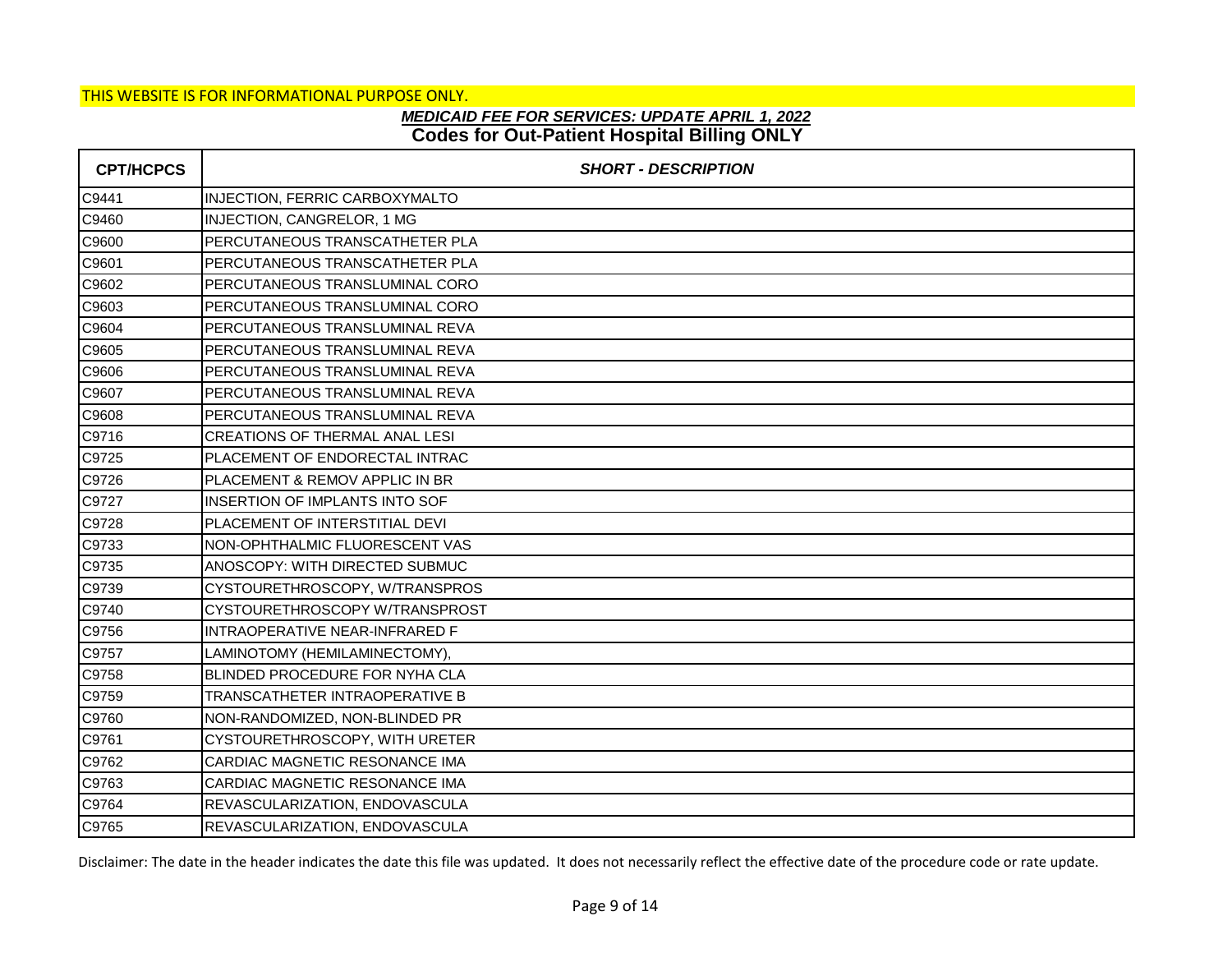THIS WEBSITE IS FOR INFORMATIONAL PURPOSE ONLY.

***MEDICAID FEE FOR SERVICES: UPDATE APRIL 1, 2022***

**Codes for Out-Patient Hospital Billing ONLY**

| CPT/HCPCS | *SHORT - DESCRIPTION* |
|---|---|
| C9441 | INJECTION, FERRIC CARBOXYMALTO |
| C9460 | INJECTION, CANGRELOR, 1 MG |
| C9600 | PERCUTANEOUS TRANSCATHETER PLA |
| C9601 | PERCUTANEOUS TRANSCATHETER PLA |
| C9602 | PERCUTANEOUS TRANSLUMINAL CORO |
| C9603 | PERCUTANEOUS TRANSLUMINAL CORO |
| C9604 | PERCUTANEOUS TRANSLUMINAL REVA |
| C9605 | PERCUTANEOUS TRANSLUMINAL REVA |
| C9606 | PERCUTANEOUS TRANSLUMINAL REVA |
| C9607 | PERCUTANEOUS TRANSLUMINAL REVA |
| C9608 | PERCUTANEOUS TRANSLUMINAL REVA |
| C9716 | CREATIONS OF THERMAL ANAL LESI |
| C9725 | PLACEMENT OF ENDORECTAL INTRAC |
| C9726 | PLACEMENT & REMOV APPLIC IN BR |
| C9727 | INSERTION OF IMPLANTS INTO SOF |
| C9728 | PLACEMENT OF INTERSTITIAL DEVI |
| C9733 | NON-OPHTHALMIC FLUORESCENT VAS |
| C9735 | ANOSCOPY: WITH DIRECTED SUBMUC |
| C9739 | CYSTOURETHROSCOPY, W/TRANSPROS |
| C9740 | CYSTOURETHROSCOPY W/TRANSPROST |
| C9756 | INTRAOPERATIVE NEAR-INFRARED F |
| C9757 | LAMINOTOMY (HEMILAMINECTOMY), |
| C9758 | BLINDED PROCEDURE FOR NYHA CLA |
| C9759 | TRANSCATHETER INTRAOPERATIVE B |
| C9760 | NON-RANDOMIZED, NON-BLINDED PR |
| C9761 | CYSTOURETHROSCOPY, WITH URETER |
| C9762 | CARDIAC MAGNETIC RESONANCE IMA |
| C9763 | CARDIAC MAGNETIC RESONANCE IMA |
| C9764 | REVASCULARIZATION, ENDOVASCULA |
| C9765 | REVASCULARIZATION, ENDOVASCULA |

Disclaimer: The date in the header indicates the date this file was updated. It does not necessarily reflect the effective date of the procedure code or rate update.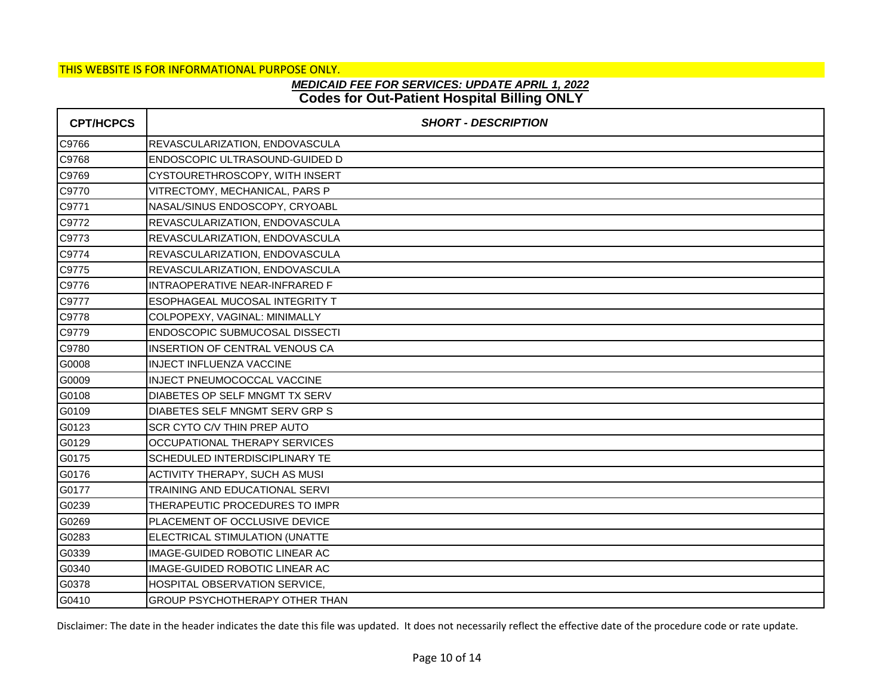THIS WEBSITE IS FOR INFORMATIONAL PURPOSE ONLY.

***MEDICAID FEE FOR SERVICES: UPDATE APRIL 1, 2022***

**Codes for Out-Patient Hospital Billing ONLY**

| CPT/HCPCS | SHORT - DESCRIPTION |
|---|---|
| C9766 | REVASCULARIZATION, ENDOVASCULA |
| C9768 | ENDOSCOPIC ULTRASOUND-GUIDED D |
| C9769 | CYSTOURETHROSCOPY, WITH INSERT |
| C9770 | VITRECTOMY, MECHANICAL, PARS P |
| C9771 | NASAL/SINUS ENDOSCOPY, CRYOABL |
| C9772 | REVASCULARIZATION, ENDOVASCULA |
| C9773 | REVASCULARIZATION, ENDOVASCULA |
| C9774 | REVASCULARIZATION, ENDOVASCULA |
| C9775 | REVASCULARIZATION, ENDOVASCULA |
| C9776 | INTRAOPERATIVE NEAR-INFRARED F |
| C9777 | ESOPHAGEAL MUCOSAL INTEGRITY T |
| C9778 | COLPOPEXY, VAGINAL: MINIMALLY |
| C9779 | ENDOSCOPIC SUBMUCOSAL DISSECTI |
| C9780 | INSERTION OF CENTRAL VENOUS CA |
| G0008 | INJECT INFLUENZA VACCINE |
| G0009 | INJECT PNEUMOCOCCAL VACCINE |
| G0108 | DIABETES OP SELF MNGMT TX SERV |
| G0109 | DIABETES SELF MNGMT SERV GRP S |
| G0123 | SCR CYTO C/V THIN PREP AUTO |
| G0129 | OCCUPATIONAL THERAPY SERVICES |
| G0175 | SCHEDULED INTERDISCIPLINARY TE |
| G0176 | ACTIVITY THERAPY, SUCH AS MUSI |
| G0177 | TRAINING AND EDUCATIONAL SERVI |
| G0239 | THERAPEUTIC PROCEDURES TO IMPR |
| G0269 | PLACEMENT OF OCCLUSIVE DEVICE |
| G0283 | ELECTRICAL STIMULATION (UNATTE |
| G0339 | IMAGE-GUIDED ROBOTIC LINEAR AC |
| G0340 | IMAGE-GUIDED ROBOTIC LINEAR AC |
| G0378 | HOSPITAL OBSERVATION SERVICE, |
| G0410 | GROUP PSYCHOTHERAPY OTHER THAN |

Disclaimer: The date in the header indicates the date this file was updated. It does not necessarily reflect the effective date of the procedure code or rate update.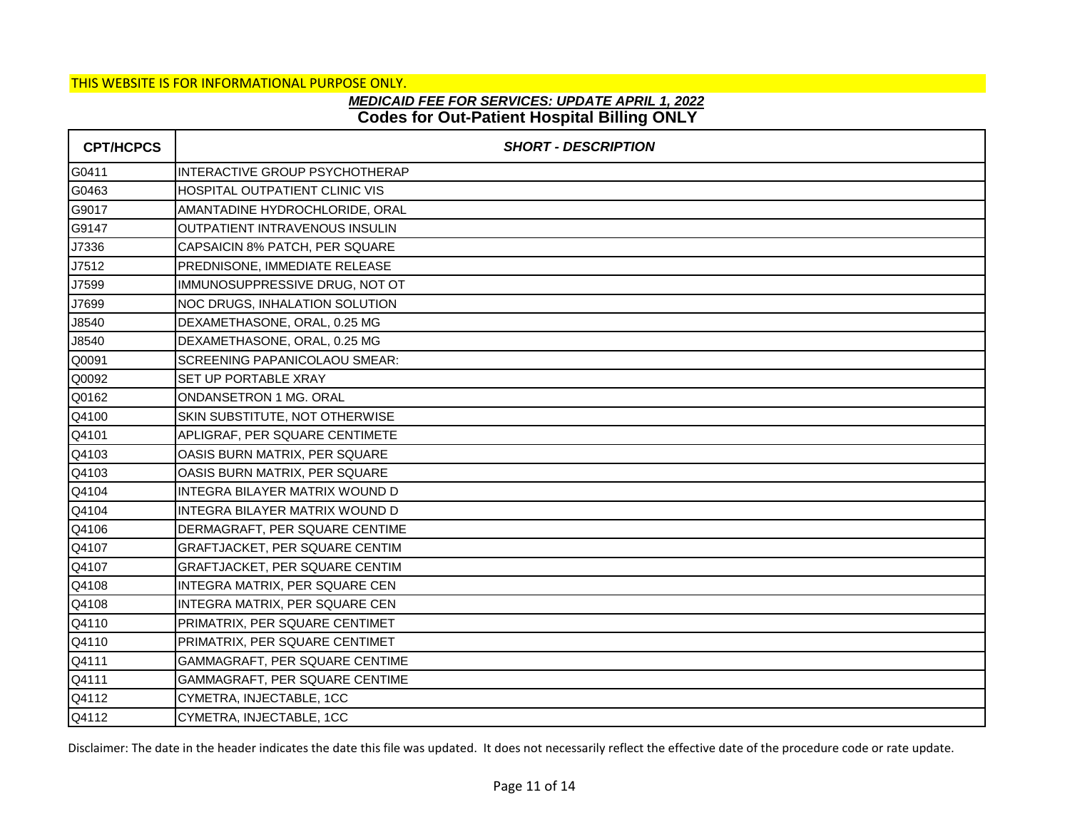THIS WEBSITE IS FOR INFORMATIONAL PURPOSE ONLY.

***MEDICAID FEE FOR SERVICES: UPDATE APRIL 1, 2022***

**Codes for Out-Patient Hospital Billing ONLY**

| CPT/HCPCS | *SHORT - DESCRIPTION* |
|---|---|
| G0411 | INTERACTIVE GROUP PSYCHOTHERAP |
| G0463 | HOSPITAL OUTPATIENT CLINIC VIS |
| G9017 | AMANTADINE HYDROCHLORIDE, ORAL |
| G9147 | OUTPATIENT INTRAVENOUS INSULIN |
| J7336 | CAPSAICIN 8% PATCH, PER SQUARE |
| J7512 | PREDNISONE, IMMEDIATE RELEASE |
| J7599 | IMMUNOSUPPRESSIVE DRUG, NOT OT |
| J7699 | NOC DRUGS, INHALATION SOLUTION |
| J8540 | DEXAMETHASONE, ORAL, 0.25 MG |
| J8540 | DEXAMETHASONE, ORAL, 0.25 MG |
| Q0091 | SCREENING PAPANICOLAOU SMEAR: |
| Q0092 | SET UP PORTABLE XRAY |
| Q0162 | ONDANSETRON 1 MG. ORAL |
| Q4100 | SKIN SUBSTITUTE, NOT OTHERWISE |
| Q4101 | APLIGRAF, PER SQUARE CENTIMETE |
| Q4103 | OASIS BURN MATRIX, PER SQUARE |
| Q4103 | OASIS BURN MATRIX, PER SQUARE |
| Q4104 | INTEGRA BILAYER MATRIX WOUND D |
| Q4104 | INTEGRA BILAYER MATRIX WOUND D |
| Q4106 | DERMAGRAFT, PER SQUARE CENTIME |
| Q4107 | GRAFTJACKET, PER SQUARE CENTIM |
| Q4107 | GRAFTJACKET, PER SQUARE CENTIM |
| Q4108 | INTEGRA MATRIX, PER SQUARE CEN |
| Q4108 | INTEGRA MATRIX, PER SQUARE CEN |
| Q4110 | PRIMATRIX, PER SQUARE CENTIMET |
| Q4110 | PRIMATRIX, PER SQUARE CENTIMET |
| Q4111 | GAMMAGRAFT, PER SQUARE CENTIME |
| Q4111 | GAMMAGRAFT, PER SQUARE CENTIME |
| Q4112 | CYMETRA, INJECTABLE, 1CC |
| Q4112 | CYMETRA, INJECTABLE, 1CC |

Disclaimer: The date in the header indicates the date this file was updated. It does not necessarily reflect the effective date of the procedure code or rate update.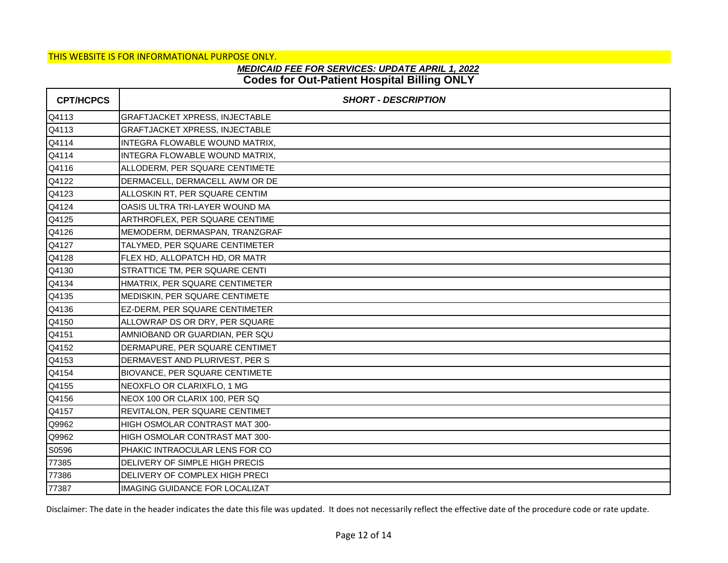THIS WEBSITE IS FOR INFORMATIONAL PURPOSE ONLY.

***MEDICAID FEE FOR SERVICES: UPDATE APRIL 1, 2022***

**Codes for Out-Patient Hospital Billing ONLY**

| CPT/HCPCS | SHORT - DESCRIPTION |
|---|---|
| Q4113 | GRAFTJACKET XPRESS, INJECTABLE |
| Q4113 | GRAFTJACKET XPRESS, INJECTABLE |
| Q4114 | INTEGRA FLOWABLE WOUND MATRIX, |
| Q4114 | INTEGRA FLOWABLE WOUND MATRIX, |
| Q4116 | ALLODERM, PER SQUARE CENTIMETE |
| Q4122 | DERMACELL, DERMACELL AWM OR DE |
| Q4123 | ALLOSKIN RT, PER SQUARE CENTIM |
| Q4124 | OASIS ULTRA TRI-LAYER WOUND MA |
| Q4125 | ARTHROFLEX, PER SQUARE CENTIME |
| Q4126 | MEMODERM, DERMASPAN, TRANZGRAF |
| Q4127 | TALYMED, PER SQUARE CENTIMETER |
| Q4128 | FLEX HD, ALLOPATCH HD, OR MATR |
| Q4130 | STRATTICE TM, PER SQUARE CENTI |
| Q4134 | HMATRIX, PER SQUARE CENTIMETER |
| Q4135 | MEDISKIN, PER SQUARE CENTIMETE |
| Q4136 | EZ-DERM, PER SQUARE CENTIMETER |
| Q4150 | ALLOWRAP DS OR DRY, PER SQUARE |
| Q4151 | AMNIOBAND OR GUARDIAN, PER SQU |
| Q4152 | DERMAPURE, PER SQUARE CENTIMET |
| Q4153 | DERMAVEST AND PLURIVEST, PER S |
| Q4154 | BIOVANCE, PER SQUARE CENTIMETE |
| Q4155 | NEOXFLO OR CLARIXFLO, 1 MG |
| Q4156 | NEOX 100 OR CLARIX 100, PER SQ |
| Q4157 | REVITALON, PER SQUARE CENTIMET |
| Q9962 | HIGH OSMOLAR CONTRAST MAT 300- |
| Q9962 | HIGH OSMOLAR CONTRAST MAT 300- |
| S0596 | PHAKIC INTRAOCULAR LENS FOR CO |
| 77385 | DELIVERY OF SIMPLE HIGH PRECIS |
| 77386 | DELIVERY OF COMPLEX HIGH PRECI |
| 77387 | IMAGING GUIDANCE FOR LOCALIZAT |

Disclaimer: The date in the header indicates the date this file was updated. It does not necessarily reflect the effective date of the procedure code or rate update.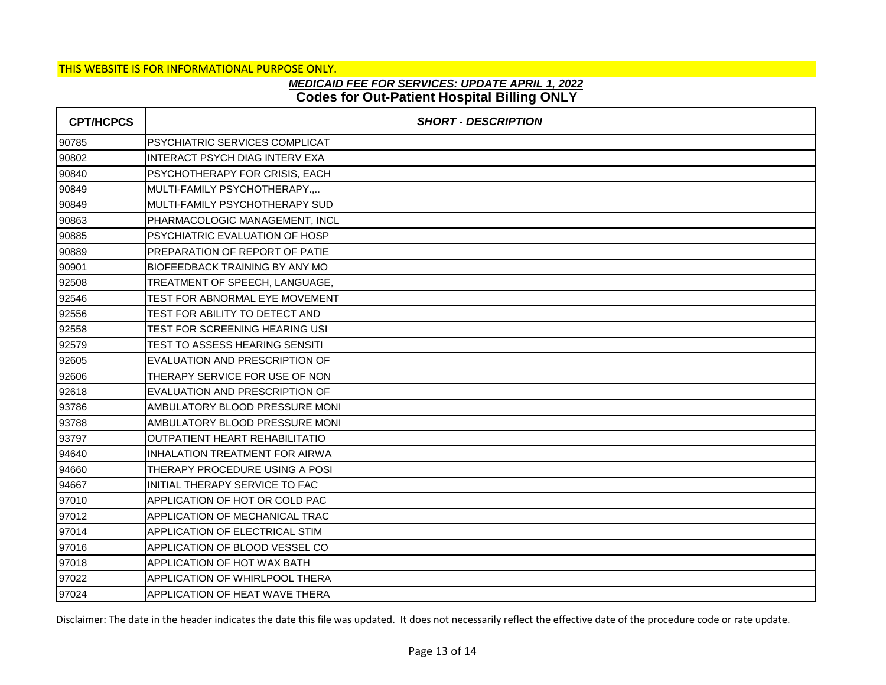THIS WEBSITE IS FOR INFORMATIONAL PURPOSE ONLY.

***MEDICAID FEE FOR SERVICES: UPDATE APRIL 1, 2022***

## Codes for Out-Patient Hospital Billing ONLY

| CPT/HCPCS | *SHORT - DESCRIPTION* |
|---|---|
| 90785 | PSYCHIATRIC SERVICES COMPLICAT |
| 90802 | INTERACT PSYCH DIAG INTERV EXA |
| 90840 | PSYCHOTHERAPY FOR CRISIS, EACH |
| 90849 | MULTI-FAMILY PSYCHOTHERAPY.,.. |
| 90849 | MULTI-FAMILY PSYCHOTHERAPY SUD |
| 90863 | PHARMACOLOGIC MANAGEMENT, INCL |
| 90885 | PSYCHIATRIC EVALUATION OF HOSP |
| 90889 | PREPARATION OF REPORT OF PATIE |
| 90901 | BIOFEEDBACK TRAINING BY ANY MO |
| 92508 | TREATMENT OF SPEECH, LANGUAGE, |
| 92546 | TEST FOR ABNORMAL EYE MOVEMENT |
| 92556 | TEST FOR ABILITY TO DETECT AND |
| 92558 | TEST FOR SCREENING HEARING USI |
| 92579 | TEST TO ASSESS HEARING SENSITI |
| 92605 | EVALUATION AND PRESCRIPTION OF |
| 92606 | THERAPY SERVICE FOR USE OF NON |
| 92618 | EVALUATION AND PRESCRIPTION OF |
| 93786 | AMBULATORY BLOOD PRESSURE MONI |
| 93788 | AMBULATORY BLOOD PRESSURE MONI |
| 93797 | OUTPATIENT HEART REHABILITATIO |
| 94640 | INHALATION TREATMENT FOR AIRWA |
| 94660 | THERAPY PROCEDURE USING A POSI |
| 94667 | INITIAL THERAPY SERVICE TO FAC |
| 97010 | APPLICATION OF HOT OR COLD PAC |
| 97012 | APPLICATION OF MECHANICAL TRAC |
| 97014 | APPLICATION OF ELECTRICAL STIM |
| 97016 | APPLICATION OF BLOOD VESSEL CO |
| 97018 | APPLICATION OF HOT WAX BATH |
| 97022 | APPLICATION OF WHIRLPOOL THERA |
| 97024 | APPLICATION OF HEAT WAVE THERA |

Disclaimer: The date in the header indicates the date this file was updated. It does not necessarily reflect the effective date of the procedure code or rate update.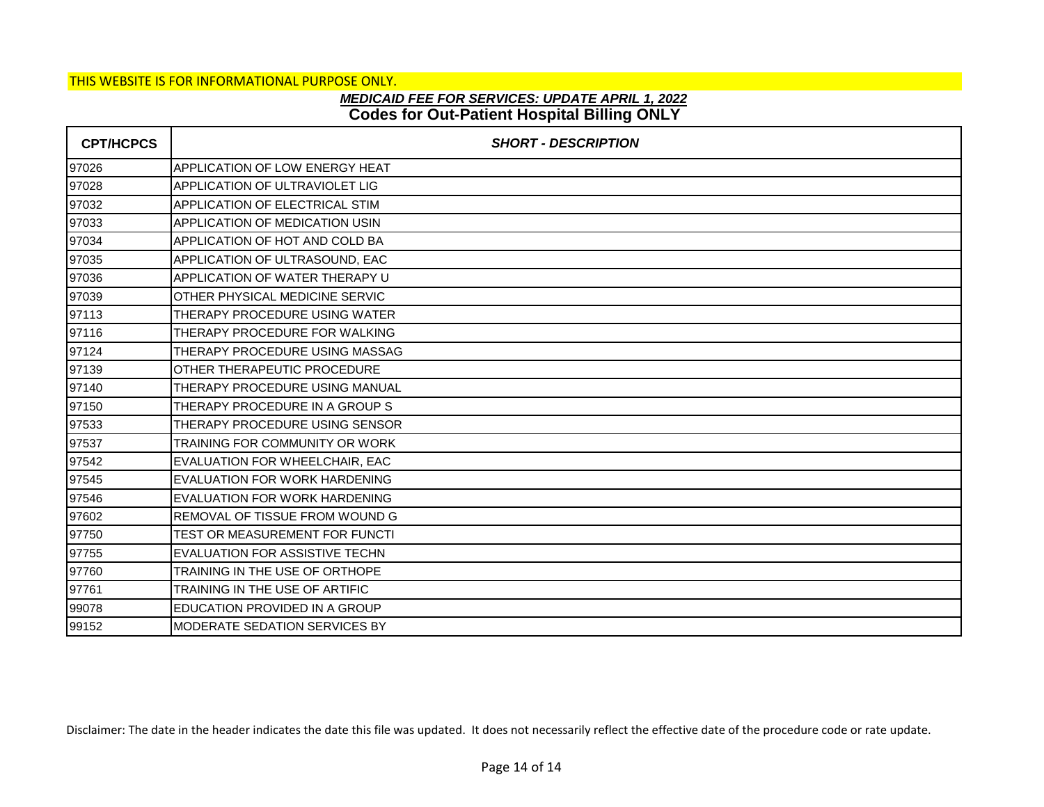THIS WEBSITE IS FOR INFORMATIONAL PURPOSE ONLY.

***MEDICAID FEE FOR SERVICES: UPDATE APRIL 1, 2022***

**Codes for Out-Patient Hospital Billing ONLY**

| CPT/HCPCS | *SHORT - DESCRIPTION* |
| --- | --- |
| 97026 | APPLICATION OF LOW ENERGY HEAT |
| 97028 | APPLICATION OF ULTRAVIOLET LIG |
| 97032 | APPLICATION OF ELECTRICAL STIM |
| 97033 | APPLICATION OF MEDICATION USIN |
| 97034 | APPLICATION OF HOT AND COLD BA |
| 97035 | APPLICATION OF ULTRASOUND, EAC |
| 97036 | APPLICATION OF WATER THERAPY U |
| 97039 | OTHER PHYSICAL MEDICINE SERVIC |
| 97113 | THERAPY PROCEDURE USING WATER |
| 97116 | THERAPY PROCEDURE FOR WALKING |
| 97124 | THERAPY PROCEDURE USING MASSAG |
| 97139 | OTHER THERAPEUTIC PROCEDURE |
| 97140 | THERAPY PROCEDURE USING MANUAL |
| 97150 | THERAPY PROCEDURE IN A GROUP S |
| 97533 | THERAPY PROCEDURE USING SENSOR |
| 97537 | TRAINING FOR COMMUNITY OR WORK |
| 97542 | EVALUATION FOR WHEELCHAIR, EAC |
| 97545 | EVALUATION FOR WORK HARDENING |
| 97546 | EVALUATION FOR WORK HARDENING |
| 97602 | REMOVAL OF TISSUE FROM WOUND G |
| 97750 | TEST OR MEASUREMENT FOR FUNCTI |
| 97755 | EVALUATION FOR ASSISTIVE TECHN |
| 97760 | TRAINING IN THE USE OF ORTHOPE |
| 97761 | TRAINING IN THE USE OF ARTIFIC |
| 99078 | EDUCATION PROVIDED IN A GROUP |
| 99152 | MODERATE SEDATION SERVICES BY |

Disclaimer: The date in the header indicates the date this file was updated. It does not necessarily reflect the effective date of the procedure code or rate update.